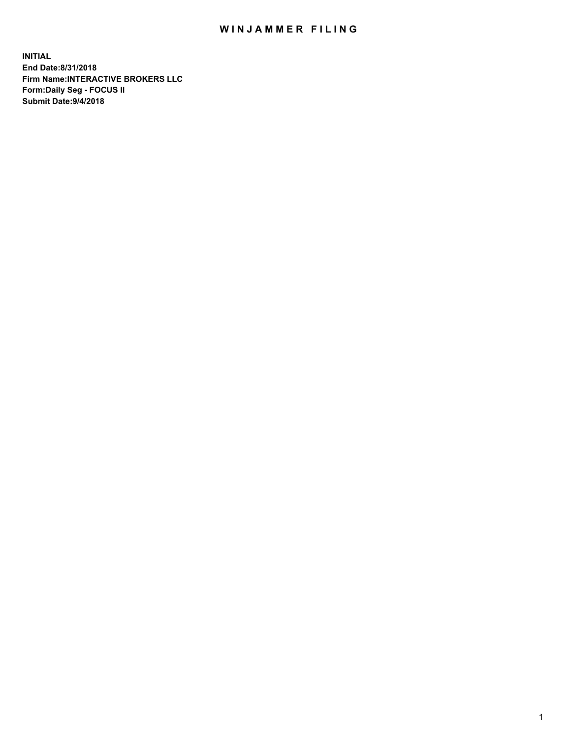# WINJAMMER FILING

**INITIAL**
**End Date:8/31/2018**
**Firm Name:INTERACTIVE BROKERS LLC**
**Form:Daily Seg - FOCUS II**
**Submit Date:9/4/2018**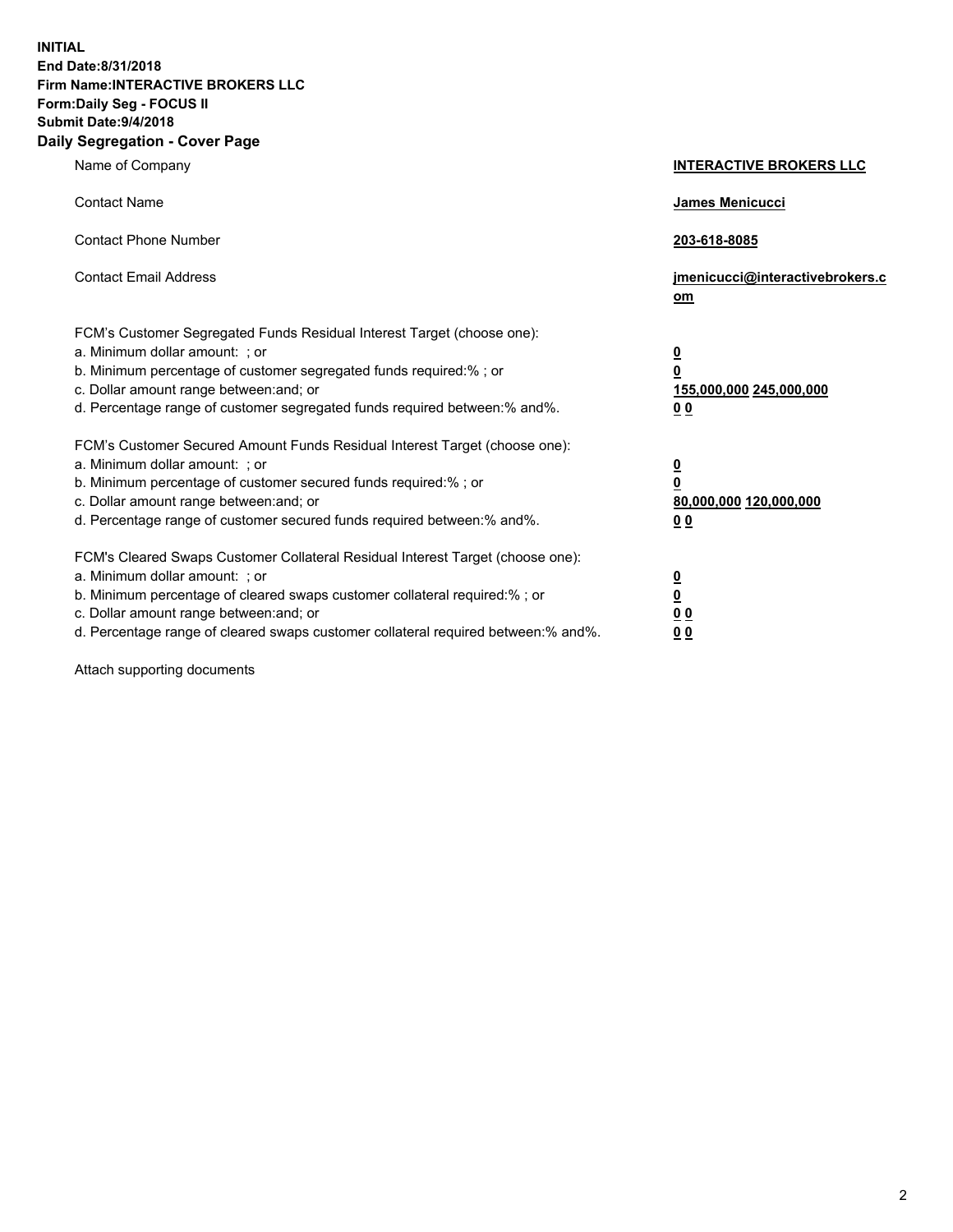**INITIAL**
**End Date:8/31/2018**
**Firm Name:INTERACTIVE BROKERS LLC**
**Form:Daily Seg - FOCUS II**
**Submit Date:9/4/2018**

## Daily Segregation - Cover Page

| | |
|---|---|
| Name of Company | **INTERACTIVE BROKERS LLC** |
| Contact Name | **James Menicucci** |
| Contact Phone Number | **203-618-8085** |
| Contact Email Address | **jmenicucci@interactivebrokers.com** |

FCM's Customer Segregated Funds Residual Interest Target (choose one):

| | |
|---|---|
| a. Minimum dollar amount: ; or | **0** |
| b. Minimum percentage of customer segregated funds required:% ; or | **0** |
| c. Dollar amount range between:and; or | **155,000,000 245,000,000** |
| d. Percentage range of customer segregated funds required between:% and%. | **0 0** |

FCM's Customer Secured Amount Funds Residual Interest Target (choose one):

| | |
|---|---|
| a. Minimum dollar amount: ; or | **0** |
| b. Minimum percentage of customer secured funds required:% ; or | **0** |
| c. Dollar amount range between:and; or | **80,000,000 120,000,000** |
| d. Percentage range of customer secured funds required between:% and%. | **0 0** |

FCM's Cleared Swaps Customer Collateral Residual Interest Target (choose one):

| | |
|---|---|
| a. Minimum dollar amount: ; or | **0** |
| b. Minimum percentage of cleared swaps customer collateral required:% ; or | **0** |
| c. Dollar amount range between:and; or | **0 0** |
| d. Percentage range of cleared swaps customer collateral required between:% and%. | **0 0** |

Attach supporting documents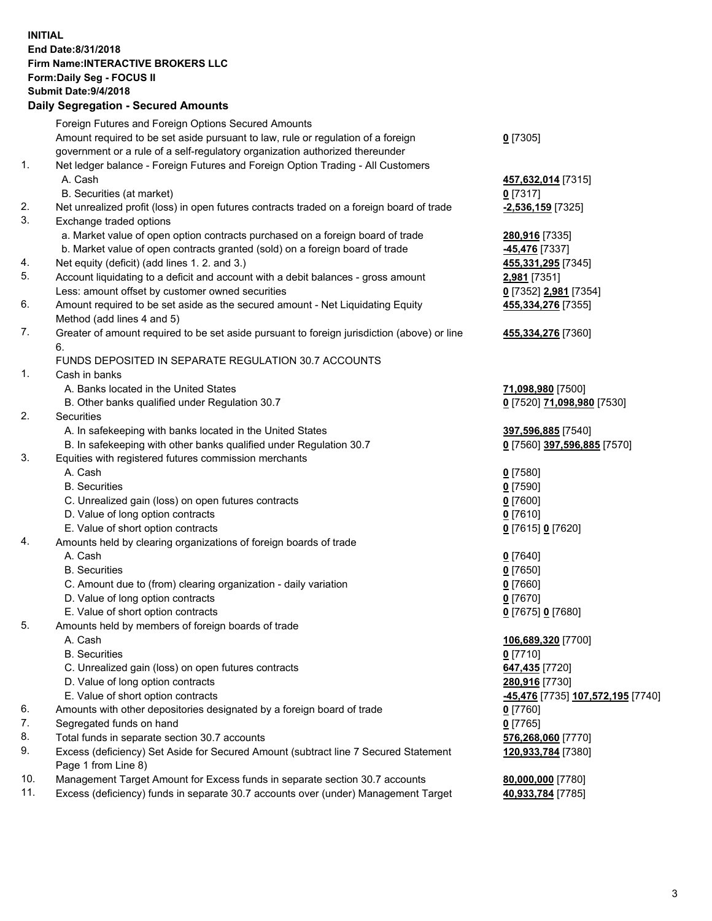**INITIAL**
**End Date:8/31/2018**
**Firm Name:INTERACTIVE BROKERS LLC**
**Form:Daily Seg - FOCUS II**
**Submit Date:9/4/2018**

## Daily Segregation - Secured Amounts

| | | |
|---|---|---|
| | Foreign Futures and Foreign Options Secured Amounts | |
| | Amount required to be set aside pursuant to law, rule or regulation of a foreign government or a rule of a self-regulatory organization authorized thereunder | **0** [7305] |
| 1. | Net ledger balance - Foreign Futures and Foreign Option Trading - All Customers | |
| | A. Cash | **457,632,014** [7315] |
| | B. Securities (at market) | **0** [7317] |
| 2. | Net unrealized profit (loss) in open futures contracts traded on a foreign board of trade | **-2,536,159** [7325] |
| 3. | Exchange traded options | |
| | a. Market value of open option contracts purchased on a foreign board of trade | **280,916** [7335] |
| | b. Market value of open contracts granted (sold) on a foreign board of trade | **-45,476** [7337] |
| 4. | Net equity (deficit) (add lines 1. 2. and 3.) | **455,331,295** [7345] |
| 5. | Account liquidating to a deficit and account with a debit balances - gross amount | **2,981** [7351] |
| | Less: amount offset by customer owned securities | **0** [7352] **2,981** [7354] |
| 6. | Amount required to be set aside as the secured amount - Net Liquidating Equity Method (add lines 4 and 5) | **455,334,276** [7355] |
| 7. | Greater of amount required to be set aside pursuant to foreign jurisdiction (above) or line 6. | **455,334,276** [7360] |
| | FUNDS DEPOSITED IN SEPARATE REGULATION 30.7 ACCOUNTS | |
| 1. | Cash in banks | |
| | A. Banks located in the United States | **71,098,980** [7500] |
| | B. Other banks qualified under Regulation 30.7 | **0** [7520] **71,098,980** [7530] |
| 2. | Securities | |
| | A. In safekeeping with banks located in the United States | **397,596,885** [7540] |
| | B. In safekeeping with other banks qualified under Regulation 30.7 | **0** [7560] **397,596,885** [7570] |
| 3. | Equities with registered futures commission merchants | |
| | A. Cash | **0** [7580] |
| | B. Securities | **0** [7590] |
| | C. Unrealized gain (loss) on open futures contracts | **0** [7600] |
| | D. Value of long option contracts | **0** [7610] |
| | E. Value of short option contracts | **0** [7615] **0** [7620] |
| 4. | Amounts held by clearing organizations of foreign boards of trade | |
| | A. Cash | **0** [7640] |
| | B. Securities | **0** [7650] |
| | C. Amount due to (from) clearing organization - daily variation | **0** [7660] |
| | D. Value of long option contracts | **0** [7670] |
| | E. Value of short option contracts | **0** [7675] **0** [7680] |
| 5. | Amounts held by members of foreign boards of trade | |
| | A. Cash | **106,689,320** [7700] |
| | B. Securities | **0** [7710] |
| | C. Unrealized gain (loss) on open futures contracts | **647,435** [7720] |
| | D. Value of long option contracts | **280,916** [7730] |
| | E. Value of short option contracts | **-45,476** [7735] **107,572,195** [7740] |
| 6. | Amounts with other depositories designated by a foreign board of trade | **0** [7760] |
| 7. | Segregated funds on hand | **0** [7765] |
| 8. | Total funds in separate section 30.7 accounts | **576,268,060** [7770] |
| 9. | Excess (deficiency) Set Aside for Secured Amount (subtract line 7 Secured Statement Page 1 from Line 8) | **120,933,784** [7380] |
| 10. | Management Target Amount for Excess funds in separate section 30.7 accounts | **80,000,000** [7780] |
| 11. | Excess (deficiency) funds in separate 30.7 accounts over (under) Management Target | **40,933,784** [7785] |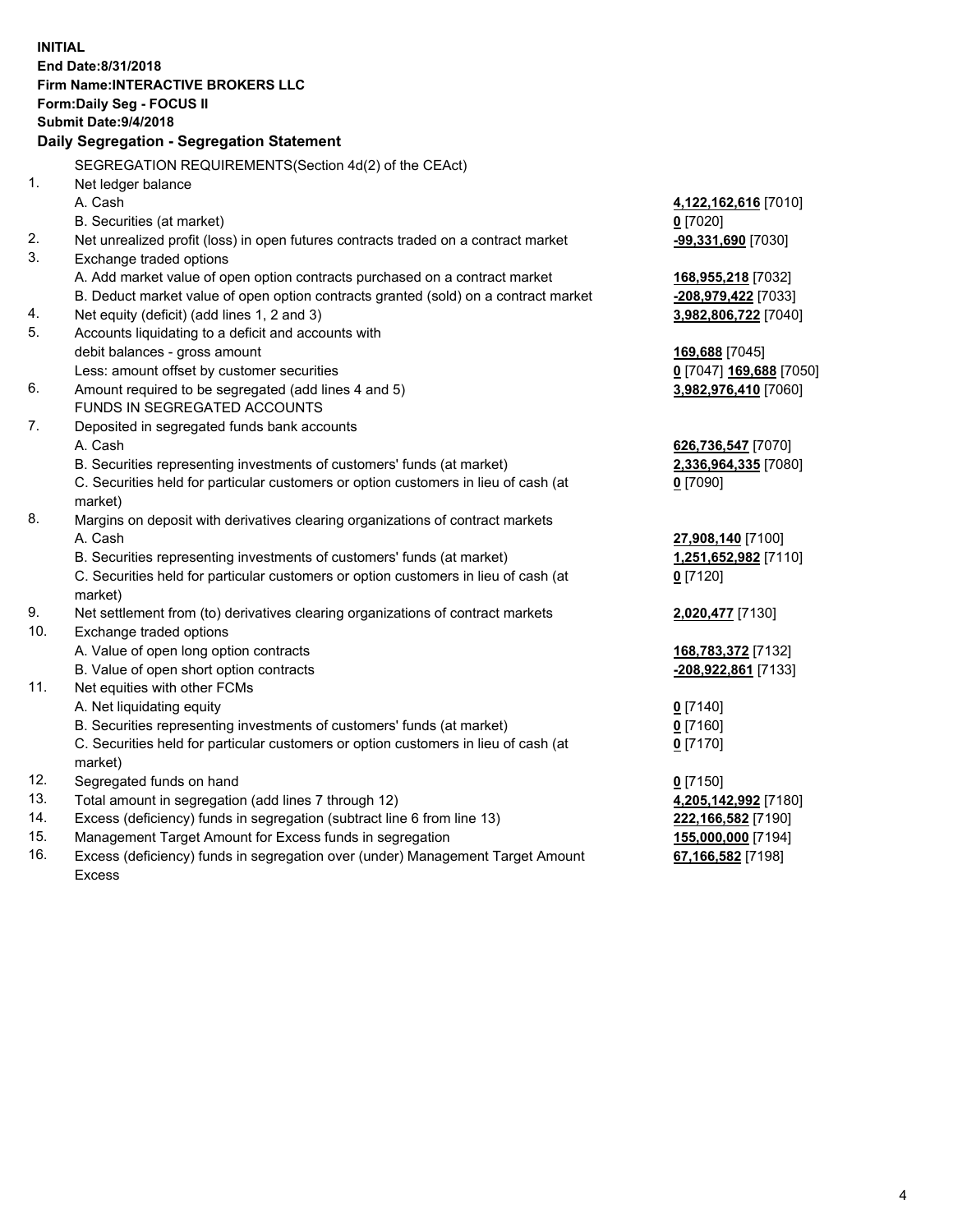**INITIAL**
**End Date:8/31/2018**
**Firm Name:INTERACTIVE BROKERS LLC**
**Form:Daily Seg - FOCUS II**
**Submit Date:9/4/2018**

## Daily Segregation - Segregation Statement

| | | |
|---|---|---|
| | SEGREGATION REQUIREMENTS(Section 4d(2) of the CEAct) | |
| 1. | Net ledger balance | |
| | A. Cash | **4,122,162,616** [7010] |
| | B. Securities (at market) | **0** [7020] |
| 2. | Net unrealized profit (loss) in open futures contracts traded on a contract market | **-99,331,690** [7030] |
| 3. | Exchange traded options | |
| | A. Add market value of open option contracts purchased on a contract market | **168,955,218** [7032] |
| | B. Deduct market value of open option contracts granted (sold) on a contract market | **-208,979,422** [7033] |
| 4. | Net equity (deficit) (add lines 1, 2 and 3) | **3,982,806,722** [7040] |
| 5. | Accounts liquidating to a deficit and accounts with | |
| | debit balances - gross amount | **169,688** [7045] |
| | Less: amount offset by customer securities | **0** [7047] **169,688** [7050] |
| 6. | Amount required to be segregated (add lines 4 and 5) | **3,982,976,410** [7060] |
| | FUNDS IN SEGREGATED ACCOUNTS | |
| 7. | Deposited in segregated funds bank accounts | |
| | A. Cash | **626,736,547** [7070] |
| | B. Securities representing investments of customers' funds (at market) | **2,336,964,335** [7080] |
| | C. Securities held for particular customers or option customers in lieu of cash (at market) | **0** [7090] |
| 8. | Margins on deposit with derivatives clearing organizations of contract markets | |
| | A. Cash | **27,908,140** [7100] |
| | B. Securities representing investments of customers' funds (at market) | **1,251,652,982** [7110] |
| | C. Securities held for particular customers or option customers in lieu of cash (at market) | **0** [7120] |
| 9. | Net settlement from (to) derivatives clearing organizations of contract markets | **2,020,477** [7130] |
| 10. | Exchange traded options | |
| | A. Value of open long option contracts | **168,783,372** [7132] |
| | B. Value of open short option contracts | **-208,922,861** [7133] |
| 11. | Net equities with other FCMs | |
| | A. Net liquidating equity | **0** [7140] |
| | B. Securities representing investments of customers' funds (at market) | **0** [7160] |
| | C. Securities held for particular customers or option customers in lieu of cash (at market) | **0** [7170] |
| 12. | Segregated funds on hand | **0** [7150] |
| 13. | Total amount in segregation (add lines 7 through 12) | **4,205,142,992** [7180] |
| 14. | Excess (deficiency) funds in segregation (subtract line 6 from line 13) | **222,166,582** [7190] |
| 15. | Management Target Amount for Excess funds in segregation | **155,000,000** [7194] |
| 16. | Excess (deficiency) funds in segregation over (under) Management Target Amount Excess | **67,166,582** [7198] |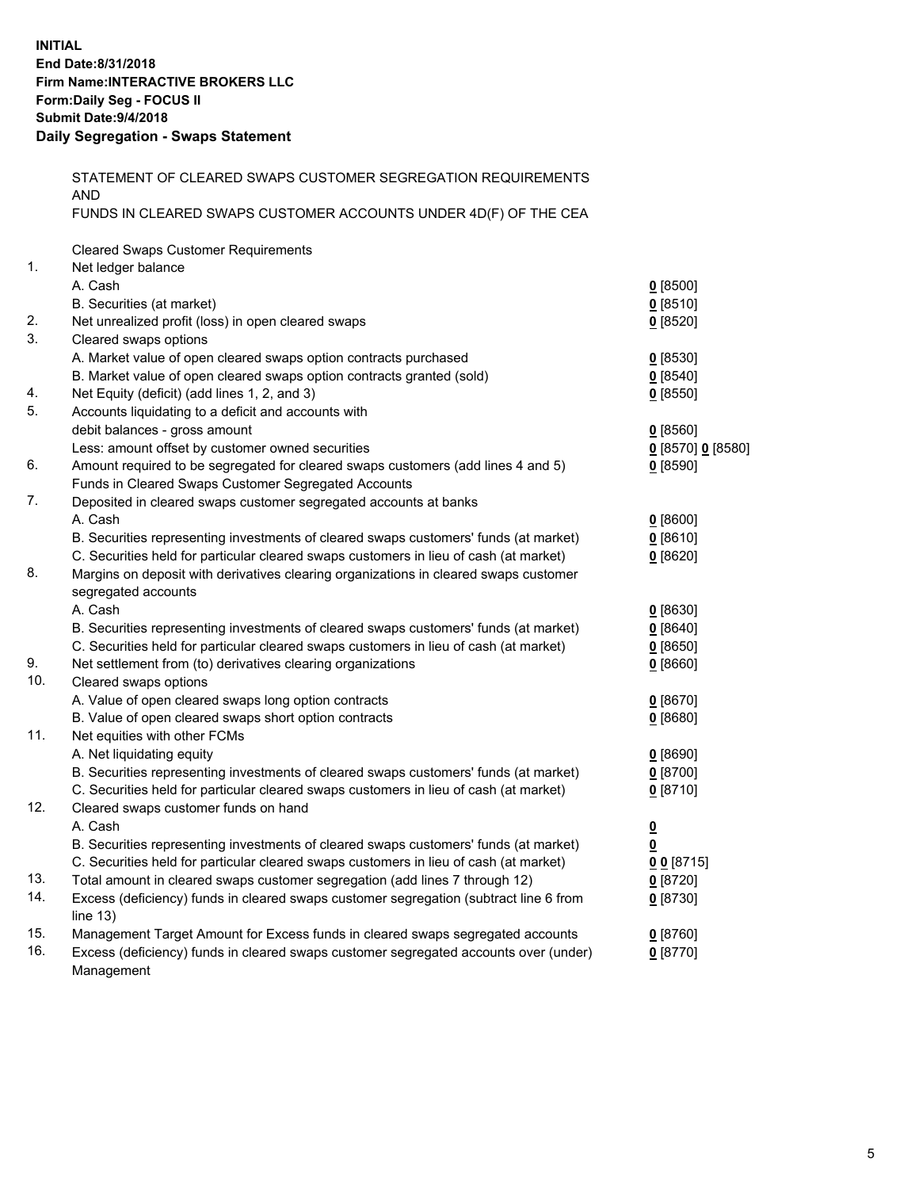**INITIAL**
**End Date:8/31/2018**
**Firm Name:INTERACTIVE BROKERS LLC**
**Form:Daily Seg - FOCUS II**
**Submit Date:9/4/2018**
**Daily Segregation - Swaps Statement**

STATEMENT OF CLEARED SWAPS CUSTOMER SEGREGATION REQUIREMENTS
AND
FUNDS IN CLEARED SWAPS CUSTOMER ACCOUNTS UNDER 4D(F) OF THE CEA

| | | |
|---|---|---|
| | Cleared Swaps Customer Requirements | |
| 1. | Net ledger balance | |
| | A. Cash | 0 [8500] |
| | B. Securities (at market) | 0 [8510] |
| 2. | Net unrealized profit (loss) in open cleared swaps | 0 [8520] |
| 3. | Cleared swaps options | |
| | A. Market value of open cleared swaps option contracts purchased | 0 [8530] |
| | B. Market value of open cleared swaps option contracts granted (sold) | 0 [8540] |
| 4. | Net Equity (deficit) (add lines 1, 2, and 3) | 0 [8550] |
| 5. | Accounts liquidating to a deficit and accounts with debit balances - gross amount | 0 [8560] |
| | Less: amount offset by customer owned securities | 0 [8570] 0 [8580] |
| 6. | Amount required to be segregated for cleared swaps customers (add lines 4 and 5) | 0 [8590] |
| | Funds in Cleared Swaps Customer Segregated Accounts | |
| 7. | Deposited in cleared swaps customer segregated accounts at banks | |
| | A. Cash | 0 [8600] |
| | B. Securities representing investments of cleared swaps customers' funds (at market) | 0 [8610] |
| | C. Securities held for particular cleared swaps customers in lieu of cash (at market) | 0 [8620] |
| 8. | Margins on deposit with derivatives clearing organizations in cleared swaps customer segregated accounts | |
| | A. Cash | 0 [8630] |
| | B. Securities representing investments of cleared swaps customers' funds (at market) | 0 [8640] |
| | C. Securities held for particular cleared swaps customers in lieu of cash (at market) | 0 [8650] |
| 9. | Net settlement from (to) derivatives clearing organizations | 0 [8660] |
| 10. | Cleared swaps options | |
| | A. Value of open cleared swaps long option contracts | 0 [8670] |
| | B. Value of open cleared swaps short option contracts | 0 [8680] |
| 11. | Net equities with other FCMs | |
| | A. Net liquidating equity | 0 [8690] |
| | B. Securities representing investments of cleared swaps customers' funds (at market) | 0 [8700] |
| | C. Securities held for particular cleared swaps customers in lieu of cash (at market) | 0 [8710] |
| 12. | Cleared swaps customer funds on hand | |
| | A. Cash | 0 |
| | B. Securities representing investments of cleared swaps customers' funds (at market) | 0 |
| | C. Securities held for particular cleared swaps customers in lieu of cash (at market) | 0 0 [8715] |
| 13. | Total amount in cleared swaps customer segregation (add lines 7 through 12) | 0 [8720] |
| 14. | Excess (deficiency) funds in cleared swaps customer segregation (subtract line 6 from line 13) | 0 [8730] |
| 15. | Management Target Amount for Excess funds in cleared swaps segregated accounts | 0 [8760] |
| 16. | Excess (deficiency) funds in cleared swaps customer segregated accounts over (under) Management | 0 [8770] |